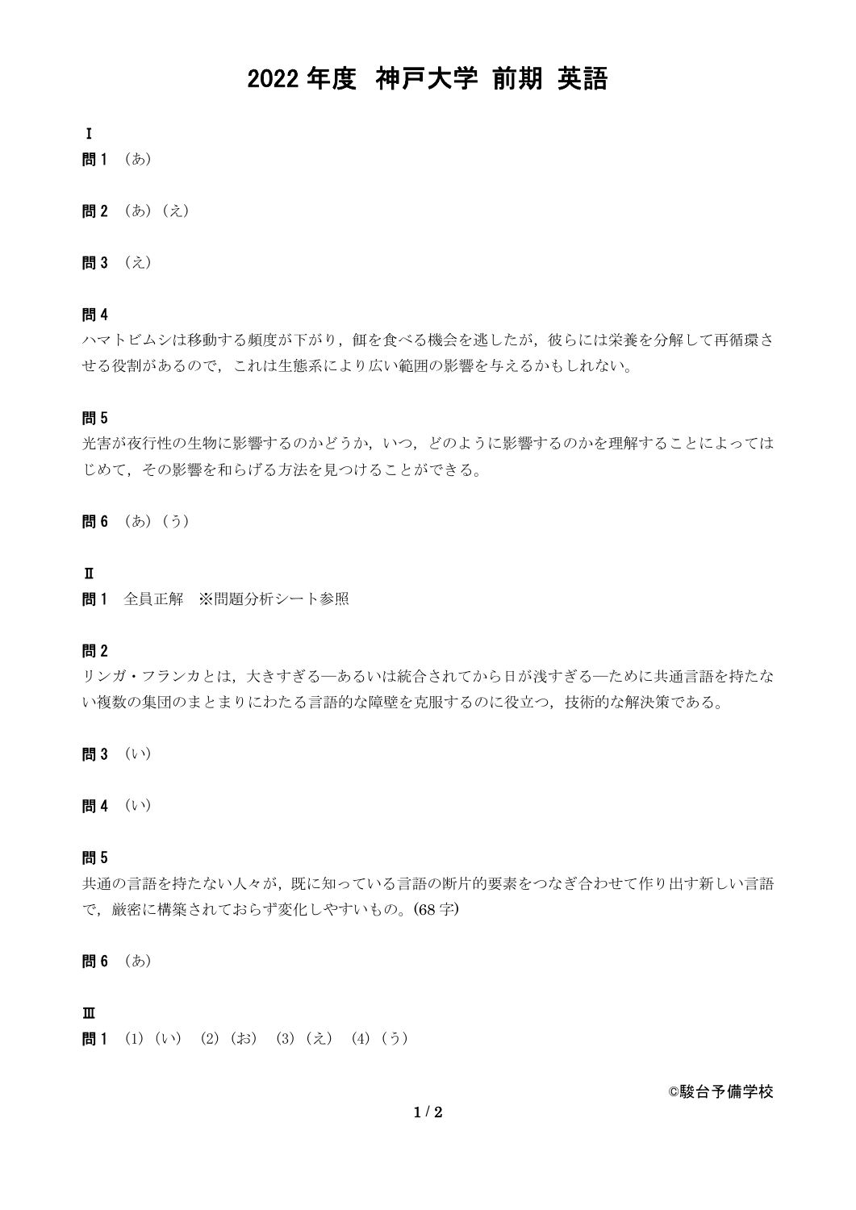# 2022 年度 神戸大学 前期 英語

## Ⅰ

**問 1** （あ）

**問 2** （あ）（え）

**問 3** （え）

**問 4**

ハマトビムシは移動する頻度が下がり，餌を食べる機会を逃したが，彼らには栄養を分解して再循環させる役割があるので，これは生態系により広い範囲の影響を与えるかもしれない。

**問 5**

光害が夜行性の生物に影響するのかどうか，いつ，どのように影響するのかを理解することによってはじめて，その影響を和らげる方法を見つけることができる。

**問 6** （あ）（う）

## Ⅱ

**問 1** 全員正解 ※問題分析シート参照

**問 2**

リンガ・フランカとは，大きすぎる—あるいは統合されてから日が浅すぎる—ために共通言語を持たない複数の集団のまとまりにわたる言語的な障壁を克服するのに役立つ，技術的な解決策である。

**問 3** （い）

**問 4** （い）

**問 5**

共通の言語を持たない人々が，既に知っている言語の断片的要素をつなぎ合わせて作り出す新しい言語で，厳密に構築されておらず変化しやすいもの。(68 字)

**問 6** （あ）

## Ⅲ

**問 1** (1)（い） (2)（お） (3)（え） (4)（う）

©駿台予備学校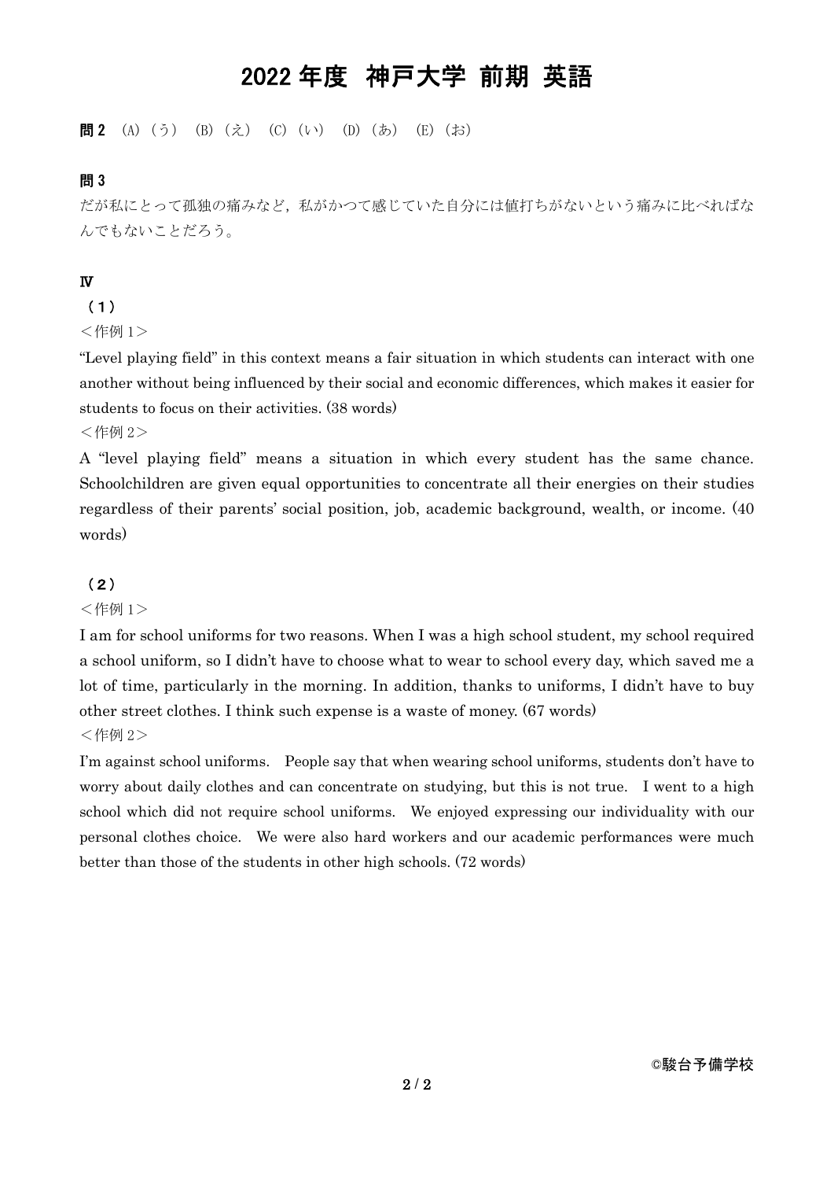# 2022 年度 神戸大学 前期 英語

**問 2** (A)（う） (B)（え） (C)（い） (D)（あ） (E)（お）

**問 3**

だが私にとって孤独の痛みなど，私がかつて感じていた自分には値打ちがないという痛みに比べればなんでもないことだろう。

**Ⅳ**

**（1）**

＜作例 1＞

"Level playing field" in this context means a fair situation in which students can interact with one another without being influenced by their social and economic differences, which makes it easier for students to focus on their activities. (38 words)

＜作例 2＞

A "level playing field" means a situation in which every student has the same chance. Schoolchildren are given equal opportunities to concentrate all their energies on their studies regardless of their parents' social position, job, academic background, wealth, or income. (40 words)

**（2）**

＜作例 1＞

I am for school uniforms for two reasons. When I was a high school student, my school required a school uniform, so I didn't have to choose what to wear to school every day, which saved me a lot of time, particularly in the morning. In addition, thanks to uniforms, I didn't have to buy other street clothes. I think such expense is a waste of money. (67 words)

＜作例 2＞

I'm against school uniforms. People say that when wearing school uniforms, students don't have to worry about daily clothes and can concentrate on studying, but this is not true. I went to a high school which did not require school uniforms. We enjoyed expressing our individuality with our personal clothes choice. We were also hard workers and our academic performances were much better than those of the students in other high schools. (72 words)

©駿台予備学校